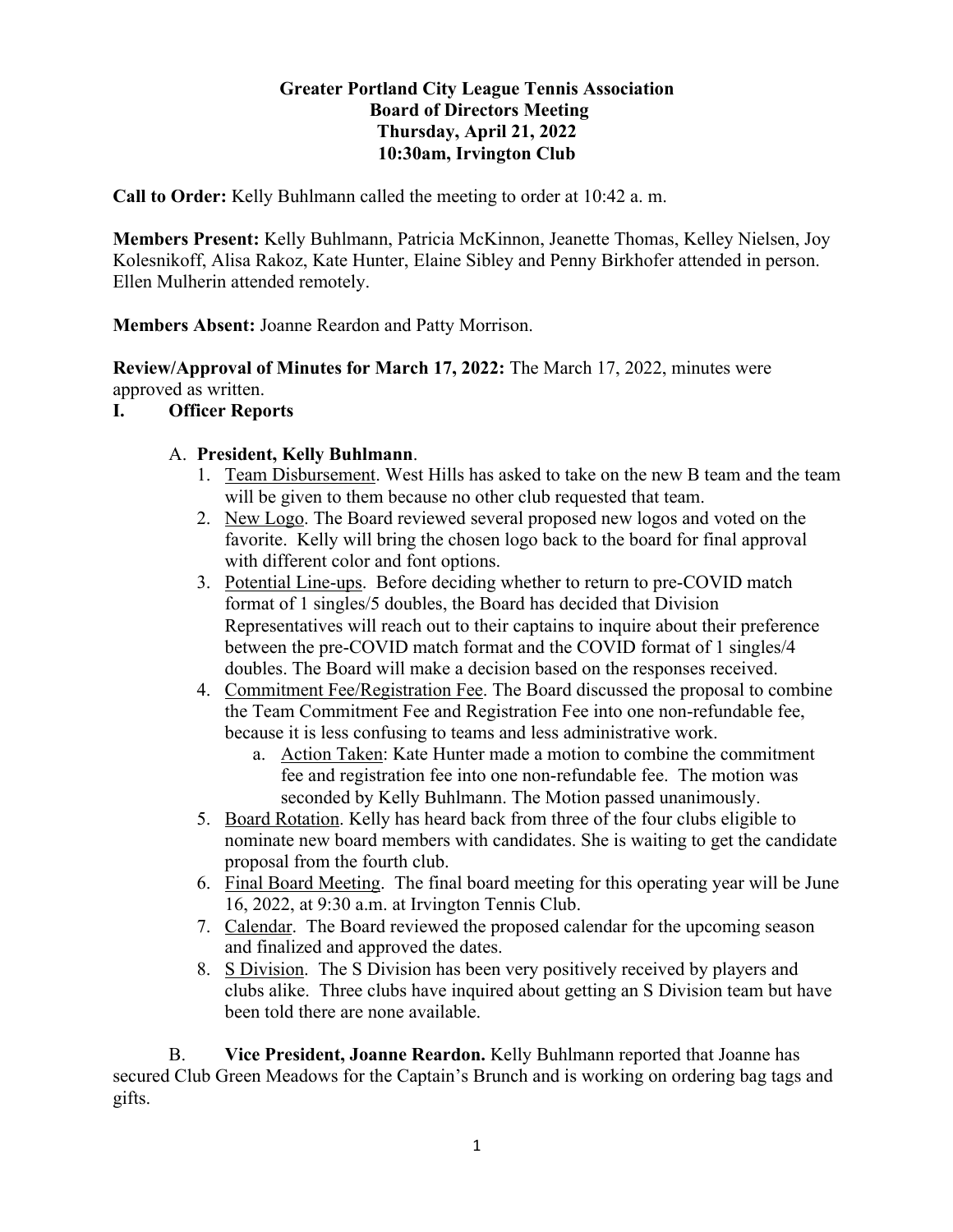**Greater Portland City League Tennis Association**
**Board of Directors Meeting**
**Thursday, April 21, 2022**
**10:30am, Irvington Club**

**Call to Order:** Kelly Buhlmann called the meeting to order at 10:42 a. m.

**Members Present:** Kelly Buhlmann, Patricia McKinnon, Jeanette Thomas, Kelley Nielsen, Joy Kolesnikoff, Alisa Rakoz, Kate Hunter, Elaine Sibley and Penny Birkhofer attended in person. Ellen Mulherin attended remotely.

**Members Absent:** Joanne Reardon and Patty Morrison.

**Review/Approval of Minutes for March 17, 2022:** The March 17, 2022, minutes were approved as written.

## I. Officer Reports

A. **President, Kelly Buhlmann**.

1. Team Disbursement. West Hills has asked to take on the new B team and the team will be given to them because no other club requested that team.
2. New Logo. The Board reviewed several proposed new logos and voted on the favorite. Kelly will bring the chosen logo back to the board for final approval with different color and font options.
3. Potential Line-ups. Before deciding whether to return to pre-COVID match format of 1 singles/5 doubles, the Board has decided that Division Representatives will reach out to their captains to inquire about their preference between the pre-COVID match format and the COVID format of 1 singles/4 doubles. The Board will make a decision based on the responses received.
4. Commitment Fee/Registration Fee. The Board discussed the proposal to combine the Team Commitment Fee and Registration Fee into one non-refundable fee, because it is less confusing to teams and less administrative work.
    a. Action Taken: Kate Hunter made a motion to combine the commitment fee and registration fee into one non-refundable fee. The motion was seconded by Kelly Buhlmann. The Motion passed unanimously.
5. Board Rotation. Kelly has heard back from three of the four clubs eligible to nominate new board members with candidates. She is waiting to get the candidate proposal from the fourth club.
6. Final Board Meeting. The final board meeting for this operating year will be June 16, 2022, at 9:30 a.m. at Irvington Tennis Club.
7. Calendar. The Board reviewed the proposed calendar for the upcoming season and finalized and approved the dates.
8. S Division. The S Division has been very positively received by players and clubs alike. Three clubs have inquired about getting an S Division team but have been told there are none available.

B. **Vice President, Joanne Reardon.** Kelly Buhlmann reported that Joanne has secured Club Green Meadows for the Captain's Brunch and is working on ordering bag tags and gifts.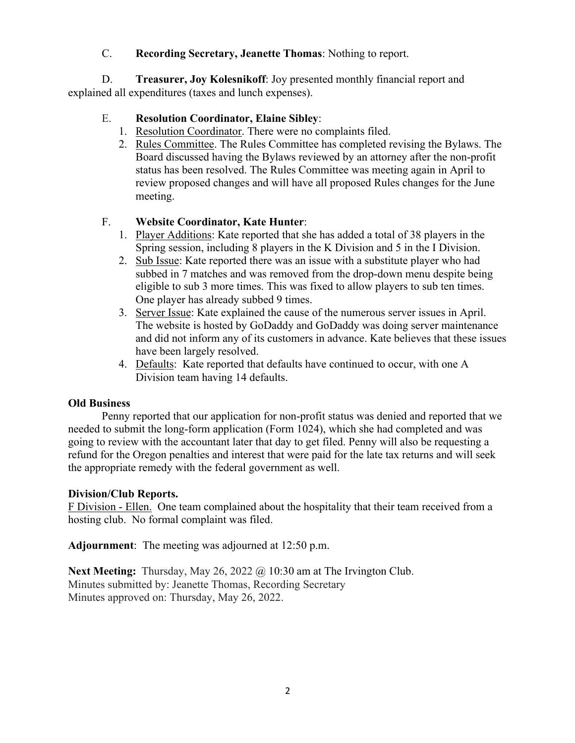C. **Recording Secretary, Jeanette Thomas**: Nothing to report.

D. **Treasurer, Joy Kolesnikoff**: Joy presented monthly financial report and explained all expenditures (taxes and lunch expenses).

E. **Resolution Coordinator, Elaine Sibley**:

1. Resolution Coordinator. There were no complaints filed.
2. Rules Committee. The Rules Committee has completed revising the Bylaws. The Board discussed having the Bylaws reviewed by an attorney after the non-profit status has been resolved. The Rules Committee was meeting again in April to review proposed changes and will have all proposed Rules changes for the June meeting.

F. **Website Coordinator, Kate Hunter**:

1. Player Additions: Kate reported that she has added a total of 38 players in the Spring session, including 8 players in the K Division and 5 in the I Division.
2. Sub Issue: Kate reported there was an issue with a substitute player who had subbed in 7 matches and was removed from the drop-down menu despite being eligible to sub 3 more times. This was fixed to allow players to sub ten times. One player has already subbed 9 times.
3. Server Issue: Kate explained the cause of the numerous server issues in April. The website is hosted by GoDaddy and GoDaddy was doing server maintenance and did not inform any of its customers in advance. Kate believes that these issues have been largely resolved.
4. Defaults: Kate reported that defaults have continued to occur, with one A Division team having 14 defaults.

**Old Business**

Penny reported that our application for non-profit status was denied and reported that we needed to submit the long-form application (Form 1024), which she had completed and was going to review with the accountant later that day to get filed. Penny will also be requesting a refund for the Oregon penalties and interest that were paid for the late tax returns and will seek the appropriate remedy with the federal government as well.

**Division/Club Reports.**

F Division - Ellen. One team complained about the hospitality that their team received from a hosting club. No formal complaint was filed.

**Adjournment**: The meeting was adjourned at 12:50 p.m.

**Next Meeting:** Thursday, May 26, 2022 @ 10:30 am at The Irvington Club.
Minutes submitted by: Jeanette Thomas, Recording Secretary
Minutes approved on: Thursday, May 26, 2022.